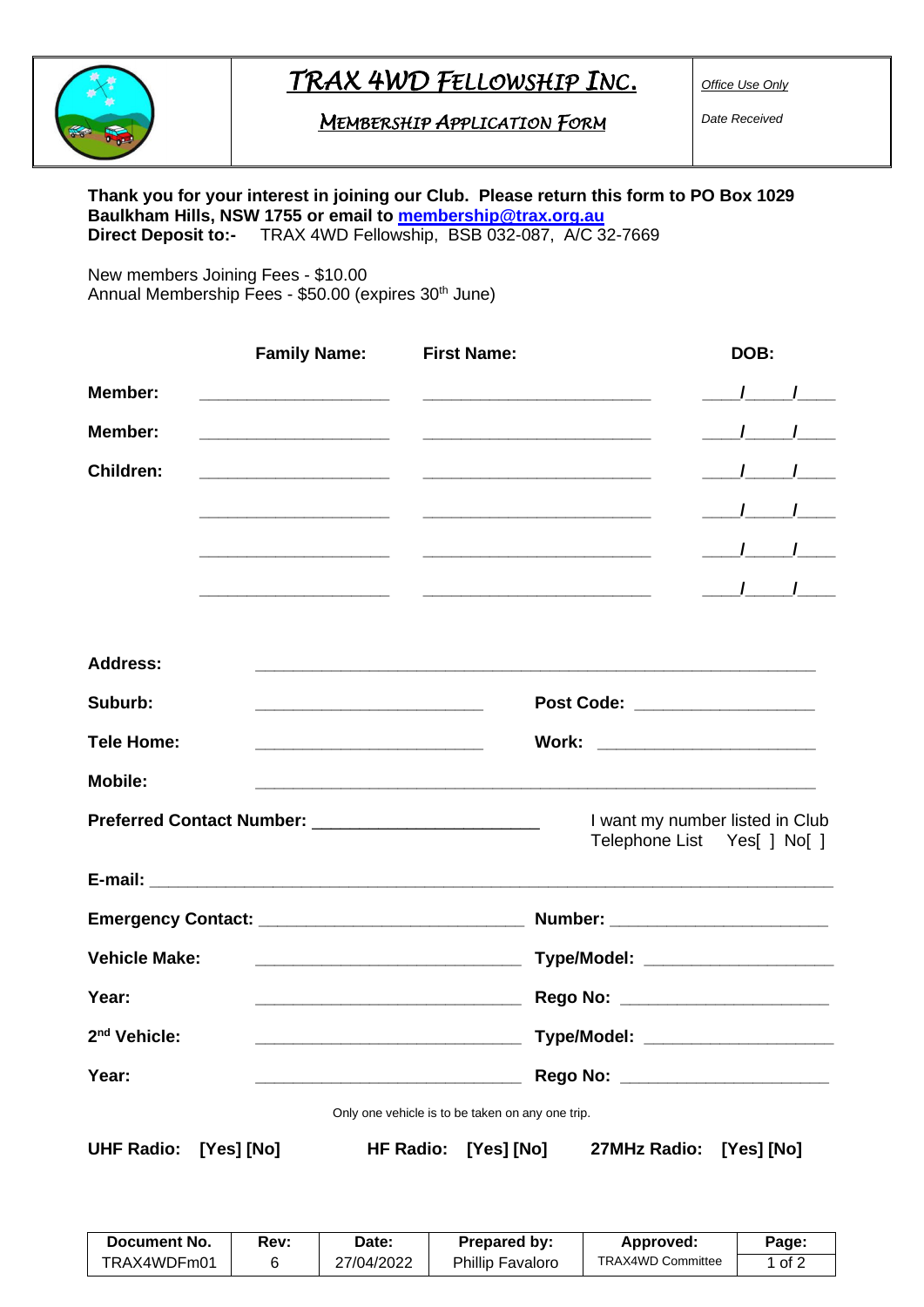# TRAX 4WD FELLOWSHIP INC.

## MEMBERSHIP APPLICATION FORM

*Office Use Only*

*Date Received*

**Thank you for your interest in joining our Club. Please return this form to PO Box 1029 Baulkham Hills, NSW 1755 or email to [membership@trax.org.au](mailto:membership@trax.org.au)**
**Direct Deposit to:-** TRAX 4WD Fellowship, BSB 032-087, A/C 32-7669

New members Joining Fees - $10.00
Annual Membership Fees - $50.00 (expires 30th June)

| | Family Name: | First Name: | DOB: |
|---|---|---|---|
| **Member:** | ____________________ | ________________________ | ____/_____/____ |
| **Member:** | ____________________ | ________________________ | ____/_____/____ |
| **Children:** | ____________________ | ________________________ | ____/_____/____ |
| | ____________________ | ________________________ | ____/_____/____ |
| | ____________________ | ________________________ | ____/_____/____ |
| | ____________________ | ________________________ | ____/_____/____ |

**Address:** ____________________________________________________________

**Suburb:** ________________________ **Post Code:** ___________________

**Tele Home:** ________________________ **Work:** ______________________

**Mobile:** ____________________________________________________________

**Preferred Contact Number:** ________________________ I want my number listed in Club Telephone List Yes[ ] No[ ]

**E-mail:** ____________________________________________________________

**Emergency Contact:** ____________________________ **Number:** ______________________

**Vehicle Make:** ____________________________ **Type/Model:** ___________________

**Year:** ____________________________ **Rego No:** _____________________

**2nd Vehicle:** ____________________________ **Type/Model:** ___________________

**Year:** ____________________________ **Rego No:** _____________________

Only one vehicle is to be taken on any one trip.

**UHF Radio: [Yes] [No]** **HF Radio: [Yes] [No]** **27MHz Radio: [Yes] [No]**

| Document No. | Rev: | Date: | Prepared by: | Approved: | Page: |
|---|---|---|---|---|---|
| TRAX4WDFm01 | 6 | 27/04/2022 | Phillip Favaloro | TRAX4WD Committee | 1 of 2 |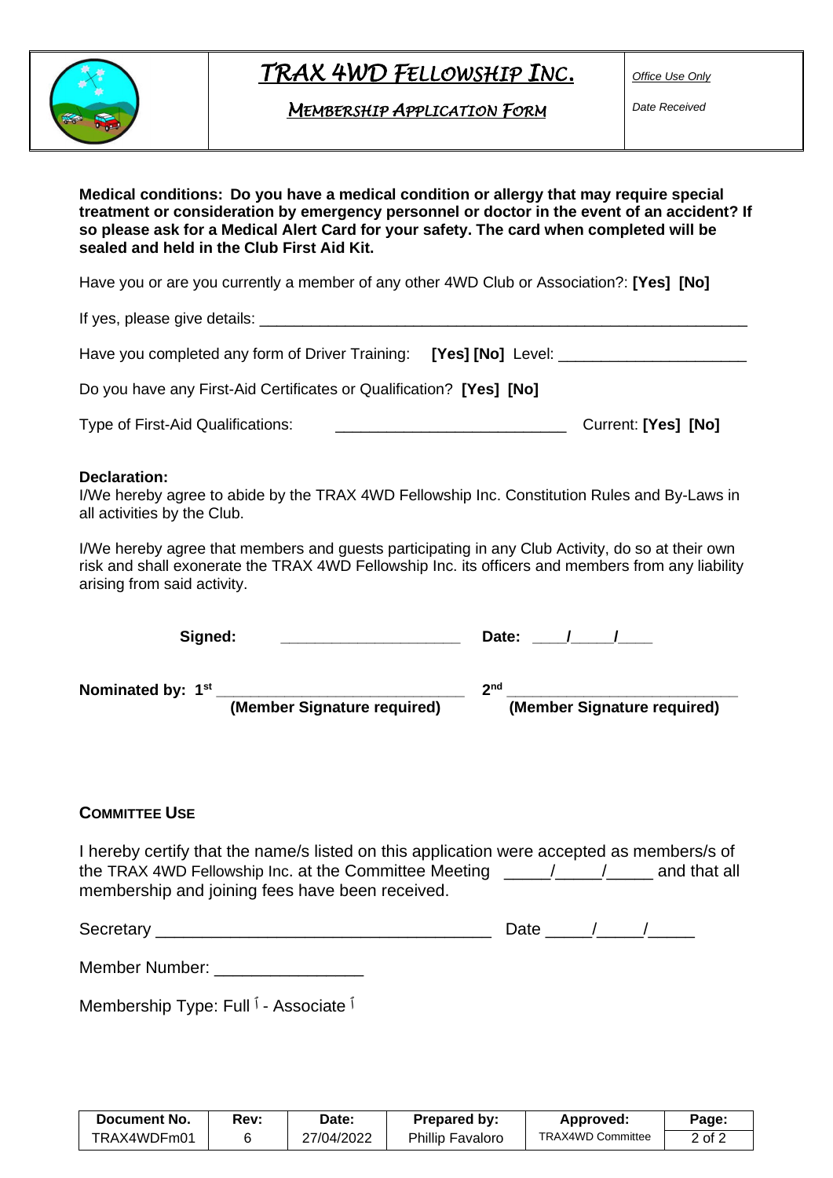| | | |
|---|---|---|
| | *TRAX 4WD FELLOWSHIP INC.*<br>*MEMBERSHIP APPLICATION FORM* | *Office Use Only*<br>*Date Received* |

**Medical conditions: Do you have a medical condition or allergy that may require special treatment or consideration by emergency personnel or doctor in the event of an accident? If so please ask for a Medical Alert Card for your safety. The card when completed will be sealed and held in the Club First Aid Kit.**

Have you or are you currently a member of any other 4WD Club or Association?: **[Yes] [No]**

If yes, please give details: ___________________________________________________________

Have you completed any form of Driver Training: **[Yes] [No]** Level: ______________________

Do you have any First-Aid Certificates or Qualification? **[Yes] [No]**

Type of First-Aid Qualifications: __________________________ Current: **[Yes] [No]**

**Declaration:**

I/We hereby agree to abide by the TRAX 4WD Fellowship Inc. Constitution Rules and By-Laws in all activities by the Club.

I/We hereby agree that members and guests participating in any Club Activity, do so at their own risk and shall exonerate the TRAX 4WD Fellowship Inc. its officers and members from any liability arising from said activity.

**Signed:** _____________________ **Date:** ____/_____/____

**Nominated by: 1st** ____________________________ **2nd** __________________________

**(Member Signature required)** **(Member Signature required)**

**COMMITTEE USE**

I hereby certify that the name/s listed on this application were accepted as members/s of the TRAX 4WD Fellowship Inc. at the Committee Meeting _____/_____/_____ and that all membership and joining fees have been received.

Secretary ____________________________________ Date _____/_____/_____

Member Number: ________________

Membership Type: Full  - Associate 

| Document No. | Rev: | Date: | Prepared by: | Approved: | Page: |
|---|---|---|---|---|---|
| TRAX4WDFm01 | 6 | 27/04/2022 | Phillip Favaloro | TRAX4WD Committee | 2 of 2 |